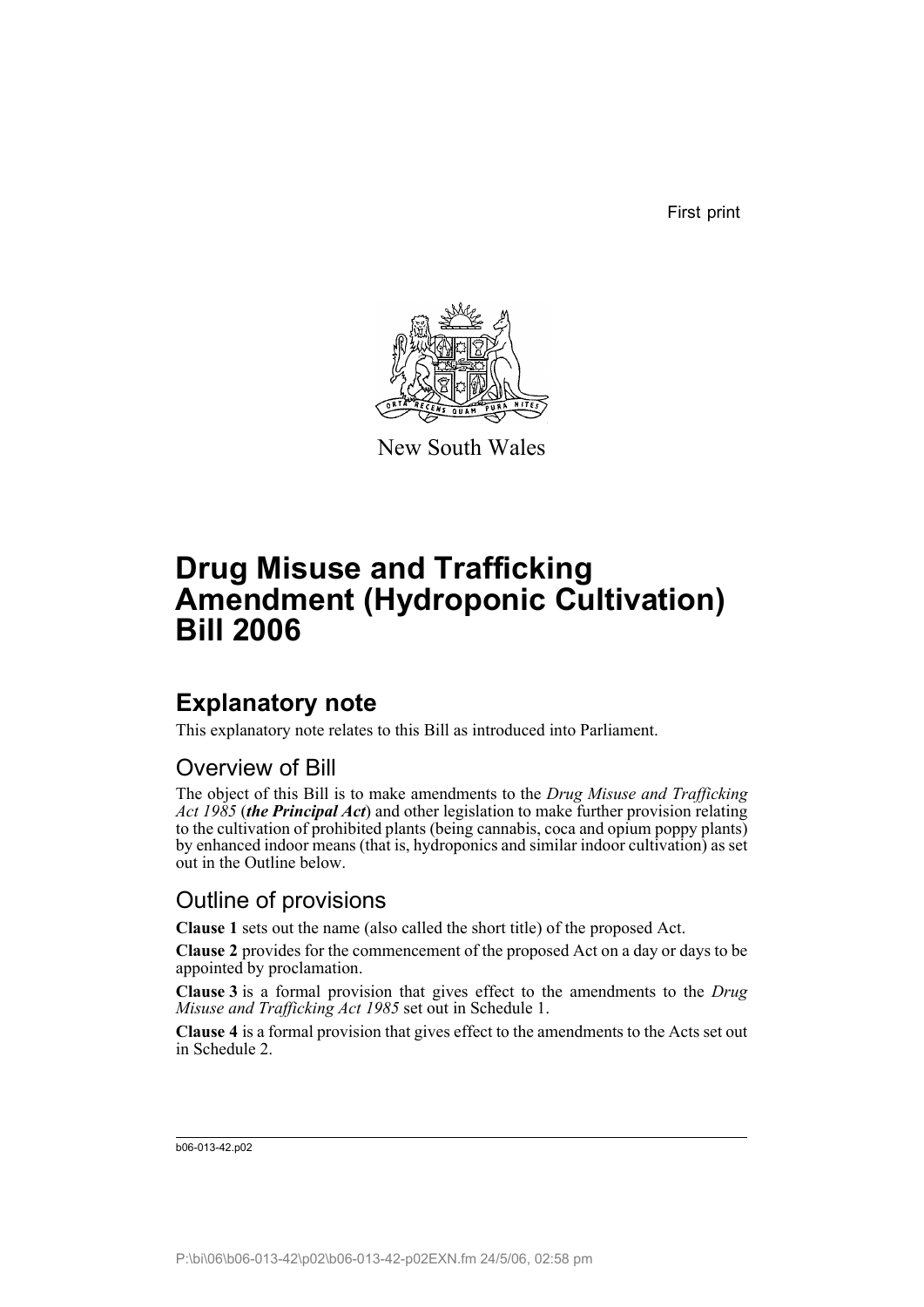First print

New South Wales

# Drug Misuse and Trafficking Amendment (Hydroponic Cultivation) Bill 2006

## Explanatory note

This explanatory note relates to this Bill as introduced into Parliament.

### Overview of Bill

The object of this Bill is to make amendments to the *Drug Misuse and Trafficking Act 1985* (***the Principal Act***) and other legislation to make further provision relating to the cultivation of prohibited plants (being cannabis, coca and opium poppy plants) by enhanced indoor means (that is, hydroponics and similar indoor cultivation) as set out in the Outline below.

### Outline of provisions

**Clause 1** sets out the name (also called the short title) of the proposed Act.

**Clause 2** provides for the commencement of the proposed Act on a day or days to be appointed by proclamation.

**Clause 3** is a formal provision that gives effect to the amendments to the *Drug Misuse and Trafficking Act 1985* set out in Schedule 1.

**Clause 4** is a formal provision that gives effect to the amendments to the Acts set out in Schedule 2.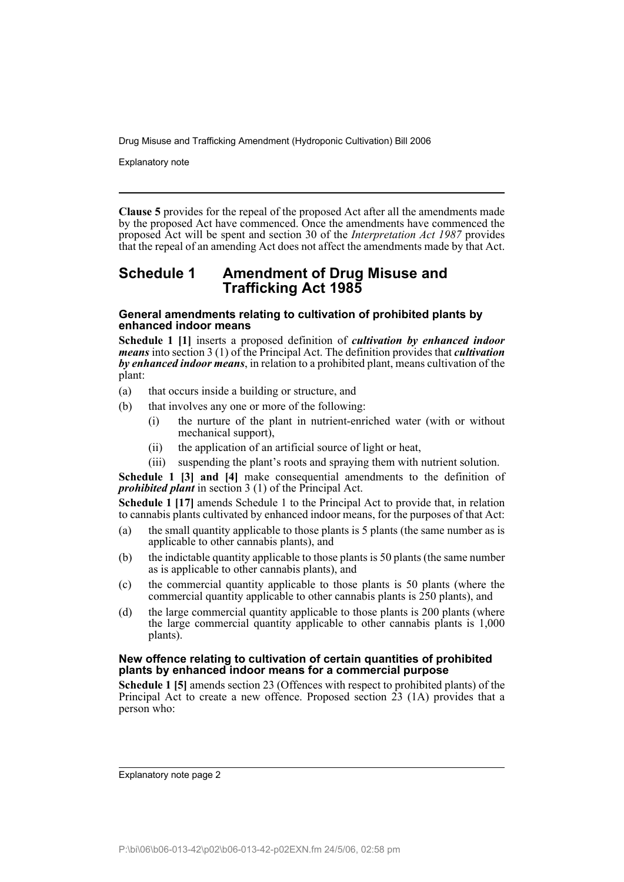**Clause 5** provides for the repeal of the proposed Act after all the amendments made by the proposed Act have commenced. Once the amendments have commenced the proposed Act will be spent and section 30 of the *Interpretation Act 1987* provides that the repeal of an amending Act does not affect the amendments made by that Act.

## Schedule 1 Amendment of Drug Misuse and Trafficking Act 1985

### General amendments relating to cultivation of prohibited plants by enhanced indoor means

**Schedule 1 [1]** inserts a proposed definition of ***cultivation by enhanced indoor means*** into section 3 (1) of the Principal Act. The definition provides that ***cultivation by enhanced indoor means***, in relation to a prohibited plant, means cultivation of the plant:

(a) that occurs inside a building or structure, and

(b) that involves any one or more of the following:

  (i) the nurture of the plant in nutrient-enriched water (with or without mechanical support),

  (ii) the application of an artificial source of light or heat,

  (iii) suspending the plant's roots and spraying them with nutrient solution.

**Schedule 1 [3] and [4]** make consequential amendments to the definition of ***prohibited plant*** in section 3 (1) of the Principal Act.

**Schedule 1 [17]** amends Schedule 1 to the Principal Act to provide that, in relation to cannabis plants cultivated by enhanced indoor means, for the purposes of that Act:

(a) the small quantity applicable to those plants is 5 plants (the same number as is applicable to other cannabis plants), and

(b) the indictable quantity applicable to those plants is 50 plants (the same number as is applicable to other cannabis plants), and

(c) the commercial quantity applicable to those plants is 50 plants (where the commercial quantity applicable to other cannabis plants is 250 plants), and

(d) the large commercial quantity applicable to those plants is 200 plants (where the large commercial quantity applicable to other cannabis plants is 1,000 plants).

### New offence relating to cultivation of certain quantities of prohibited plants by enhanced indoor means for a commercial purpose

**Schedule 1 [5]** amends section 23 (Offences with respect to prohibited plants) of the Principal Act to create a new offence. Proposed section 23 (1A) provides that a person who: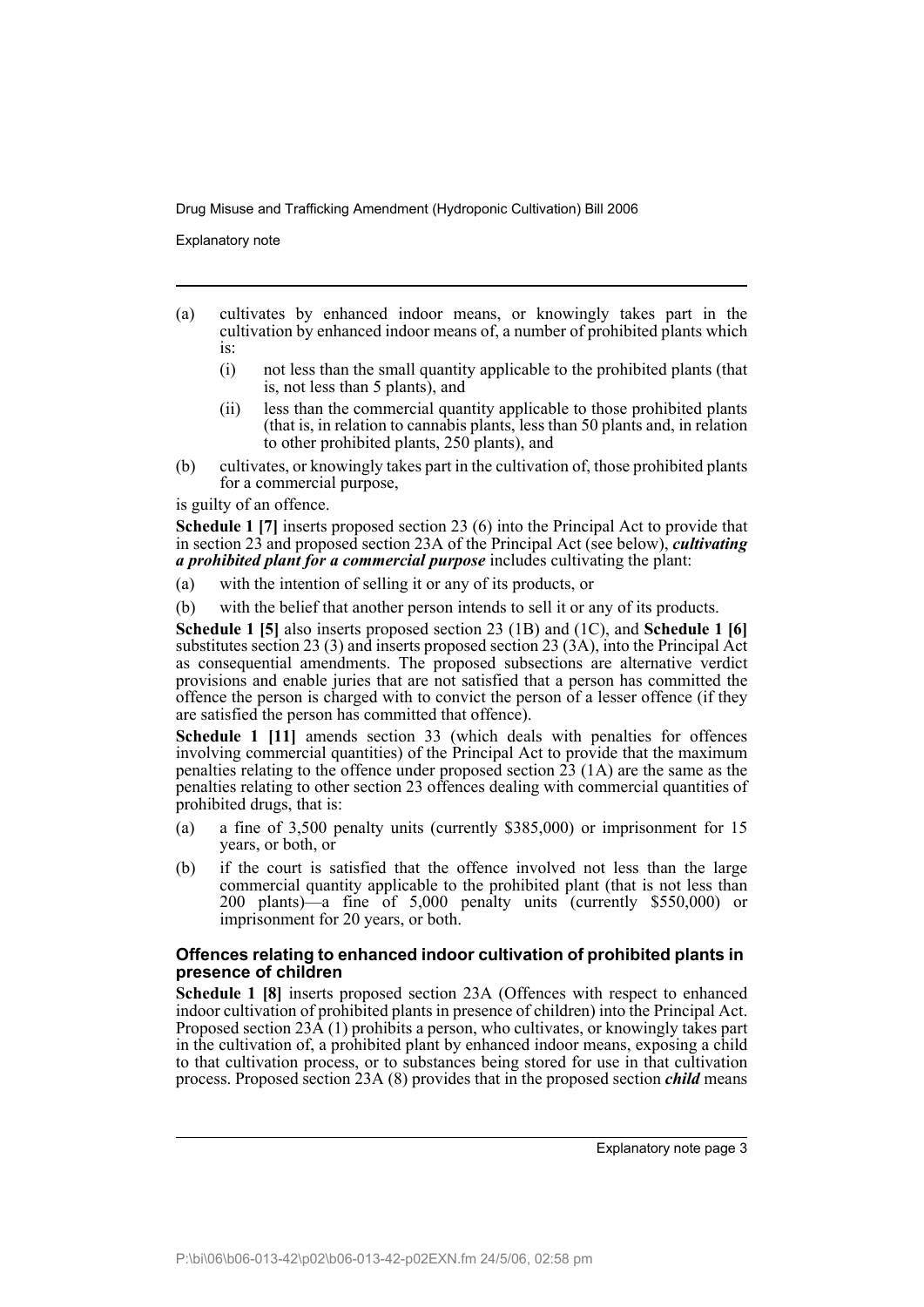(a) cultivates by enhanced indoor means, or knowingly takes part in the cultivation by enhanced indoor means of, a number of prohibited plants which is:
   (i) not less than the small quantity applicable to the prohibited plants (that is, not less than 5 plants), and
   (ii) less than the commercial quantity applicable to those prohibited plants (that is, in relation to cannabis plants, less than 50 plants and, in relation to other prohibited plants, 250 plants), and

(b) cultivates, or knowingly takes part in the cultivation of, those prohibited plants for a commercial purpose,

is guilty of an offence.

**Schedule 1 [7]** inserts proposed section 23 (6) into the Principal Act to provide that in section 23 and proposed section 23A of the Principal Act (see below), ***cultivating a prohibited plant for a commercial purpose*** includes cultivating the plant:

(a) with the intention of selling it or any of its products, or

(b) with the belief that another person intends to sell it or any of its products.

**Schedule 1 [5]** also inserts proposed section 23 (1B) and (1C), and **Schedule 1 [6]** substitutes section 23 (3) and inserts proposed section 23 (3A), into the Principal Act as consequential amendments. The proposed subsections are alternative verdict provisions and enable juries that are not satisfied that a person has committed the offence the person is charged with to convict the person of a lesser offence (if they are satisfied the person has committed that offence).

**Schedule 1 [11]** amends section 33 (which deals with penalties for offences involving commercial quantities) of the Principal Act to provide that the maximum penalties relating to the offence under proposed section 23 (1A) are the same as the penalties relating to other section 23 offences dealing with commercial quantities of prohibited drugs, that is:

(a) a fine of 3,500 penalty units (currently $385,000) or imprisonment for 15 years, or both, or

(b) if the court is satisfied that the offence involved not less than the large commercial quantity applicable to the prohibited plant (that is not less than 200 plants)—a fine of 5,000 penalty units (currently $550,000) or imprisonment for 20 years, or both.

### Offences relating to enhanced indoor cultivation of prohibited plants in presence of children

**Schedule 1 [8]** inserts proposed section 23A (Offences with respect to enhanced indoor cultivation of prohibited plants in presence of children) into the Principal Act. Proposed section 23A (1) prohibits a person, who cultivates, or knowingly takes part in the cultivation of, a prohibited plant by enhanced indoor means, exposing a child to that cultivation process, or to substances being stored for use in that cultivation process. Proposed section 23A (8) provides that in the proposed section ***child*** means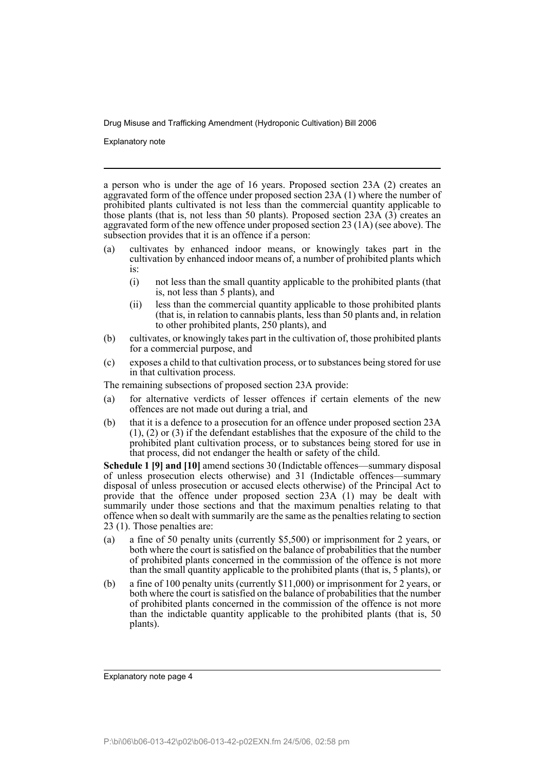a person who is under the age of 16 years. Proposed section 23A (2) creates an aggravated form of the offence under proposed section 23A (1) where the number of prohibited plants cultivated is not less than the commercial quantity applicable to those plants (that is, not less than 50 plants). Proposed section 23A (3) creates an aggravated form of the new offence under proposed section 23 (1A) (see above). The subsection provides that it is an offence if a person:

(a) cultivates by enhanced indoor means, or knowingly takes part in the cultivation by enhanced indoor means of, a number of prohibited plants which is:
    (i) not less than the small quantity applicable to the prohibited plants (that is, not less than 5 plants), and
    (ii) less than the commercial quantity applicable to those prohibited plants (that is, in relation to cannabis plants, less than 50 plants and, in relation to other prohibited plants, 250 plants), and
(b) cultivates, or knowingly takes part in the cultivation of, those prohibited plants for a commercial purpose, and
(c) exposes a child to that cultivation process, or to substances being stored for use in that cultivation process.

The remaining subsections of proposed section 23A provide:

(a) for alternative verdicts of lesser offences if certain elements of the new offences are not made out during a trial, and
(b) that it is a defence to a prosecution for an offence under proposed section 23A (1), (2) or (3) if the defendant establishes that the exposure of the child to the prohibited plant cultivation process, or to substances being stored for use in that process, did not endanger the health or safety of the child.

**Schedule 1 [9] and [10]** amend sections 30 (Indictable offences—summary disposal of unless prosecution elects otherwise) and 31 (Indictable offences—summary disposal of unless prosecution or accused elects otherwise) of the Principal Act to provide that the offence under proposed section 23A (1) may be dealt with summarily under those sections and that the maximum penalties relating to that offence when so dealt with summarily are the same as the penalties relating to section 23 (1). Those penalties are:

(a) a fine of 50 penalty units (currently $5,500) or imprisonment for 2 years, or both where the court is satisfied on the balance of probabilities that the number of prohibited plants concerned in the commission of the offence is not more than the small quantity applicable to the prohibited plants (that is, 5 plants), or
(b) a fine of 100 penalty units (currently $11,000) or imprisonment for 2 years, or both where the court is satisfied on the balance of probabilities that the number of prohibited plants concerned in the commission of the offence is not more than the indictable quantity applicable to the prohibited plants (that is, 50 plants).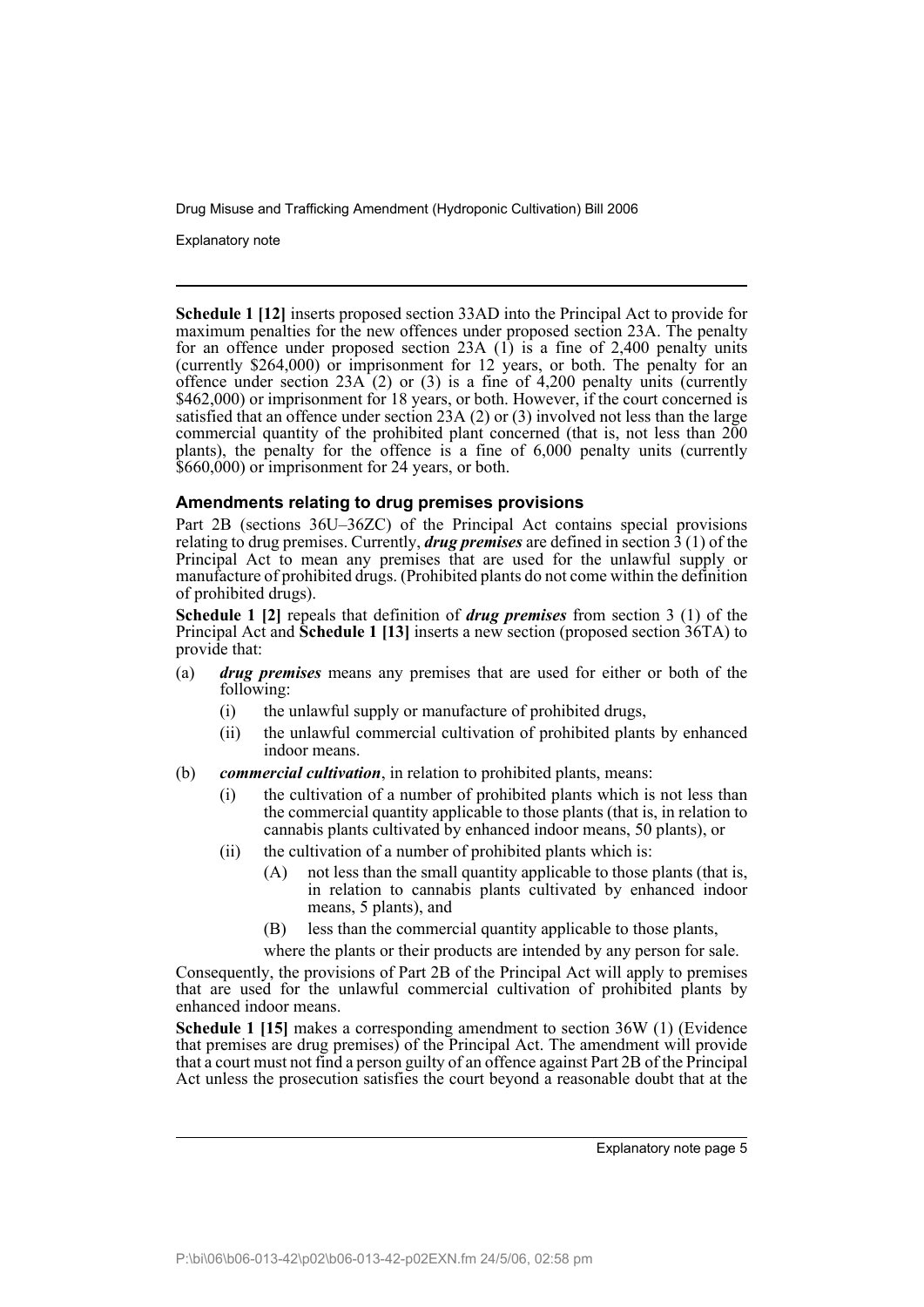**Schedule 1 [12]** inserts proposed section 33AD into the Principal Act to provide for maximum penalties for the new offences under proposed section 23A. The penalty for an offence under proposed section 23A (1) is a fine of 2,400 penalty units (currently $264,000) or imprisonment for 12 years, or both. The penalty for an offence under section 23A (2) or (3) is a fine of 4,200 penalty units (currently $462,000) or imprisonment for 18 years, or both. However, if the court concerned is satisfied that an offence under section 23A (2) or (3) involved not less than the large commercial quantity of the prohibited plant concerned (that is, not less than 200 plants), the penalty for the offence is a fine of 6,000 penalty units (currently $660,000) or imprisonment for 24 years, or both.

### Amendments relating to drug premises provisions

Part 2B (sections 36U–36ZC) of the Principal Act contains special provisions relating to drug premises. Currently, ***drug premises*** are defined in section 3 (1) of the Principal Act to mean any premises that are used for the unlawful supply or manufacture of prohibited drugs. (Prohibited plants do not come within the definition of prohibited drugs).

**Schedule 1 [2]** repeals that definition of ***drug premises*** from section 3 (1) of the Principal Act and **Schedule 1 [13]** inserts a new section (proposed section 36TA) to provide that:

(a) ***drug premises*** means any premises that are used for either or both of the following:
   (i) the unlawful supply or manufacture of prohibited drugs,
   (ii) the unlawful commercial cultivation of prohibited plants by enhanced indoor means.

(b) ***commercial cultivation***, in relation to prohibited plants, means:
   (i) the cultivation of a number of prohibited plants which is not less than the commercial quantity applicable to those plants (that is, in relation to cannabis plants cultivated by enhanced indoor means, 50 plants), or
   (ii) the cultivation of a number of prohibited plants which is:
      (A) not less than the small quantity applicable to those plants (that is, in relation to cannabis plants cultivated by enhanced indoor means, 5 plants), and
      (B) less than the commercial quantity applicable to those plants,

   where the plants or their products are intended by any person for sale.

Consequently, the provisions of Part 2B of the Principal Act will apply to premises that are used for the unlawful commercial cultivation of prohibited plants by enhanced indoor means.

**Schedule 1 [15]** makes a corresponding amendment to section 36W (1) (Evidence that premises are drug premises) of the Principal Act. The amendment will provide that a court must not find a person guilty of an offence against Part 2B of the Principal Act unless the prosecution satisfies the court beyond a reasonable doubt that at the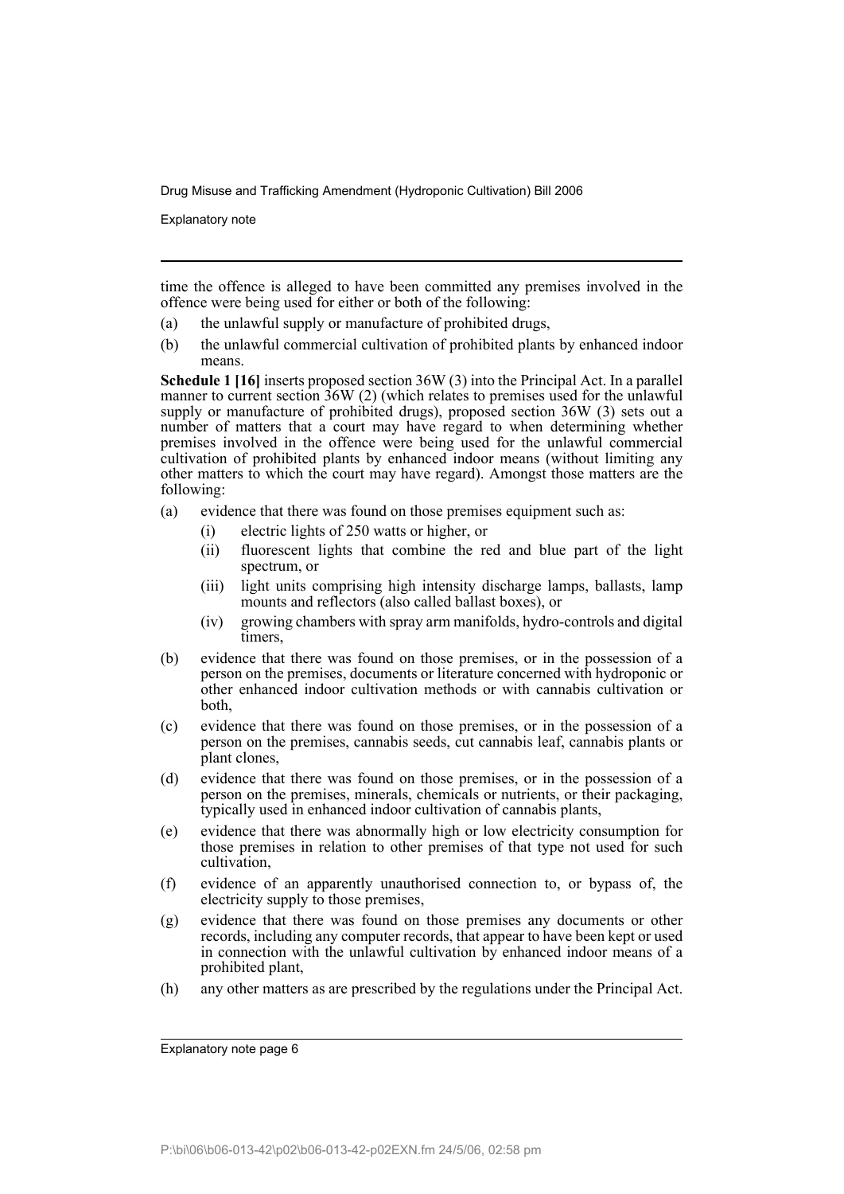time the offence is alleged to have been committed any premises involved in the offence were being used for either or both of the following:

(a) the unlawful supply or manufacture of prohibited drugs,

(b) the unlawful commercial cultivation of prohibited plants by enhanced indoor means.

**Schedule 1 [16]** inserts proposed section 36W (3) into the Principal Act. In a parallel manner to current section 36W (2) (which relates to premises used for the unlawful supply or manufacture of prohibited drugs), proposed section 36W (3) sets out a number of matters that a court may have regard to when determining whether premises involved in the offence were being used for the unlawful commercial cultivation of prohibited plants by enhanced indoor means (without limiting any other matters to which the court may have regard). Amongst those matters are the following:

(a) evidence that there was found on those premises equipment such as:
   - (i) electric lights of 250 watts or higher, or
   - (ii) fluorescent lights that combine the red and blue part of the light spectrum, or
   - (iii) light units comprising high intensity discharge lamps, ballasts, lamp mounts and reflectors (also called ballast boxes), or
   - (iv) growing chambers with spray arm manifolds, hydro-controls and digital timers,

(b) evidence that there was found on those premises, or in the possession of a person on the premises, documents or literature concerned with hydroponic or other enhanced indoor cultivation methods or with cannabis cultivation or both,

(c) evidence that there was found on those premises, or in the possession of a person on the premises, cannabis seeds, cut cannabis leaf, cannabis plants or plant clones,

(d) evidence that there was found on those premises, or in the possession of a person on the premises, minerals, chemicals or nutrients, or their packaging, typically used in enhanced indoor cultivation of cannabis plants,

(e) evidence that there was abnormally high or low electricity consumption for those premises in relation to other premises of that type not used for such cultivation,

(f) evidence of an apparently unauthorised connection to, or bypass of, the electricity supply to those premises,

(g) evidence that there was found on those premises any documents or other records, including any computer records, that appear to have been kept or used in connection with the unlawful cultivation by enhanced indoor means of a prohibited plant,

(h) any other matters as are prescribed by the regulations under the Principal Act.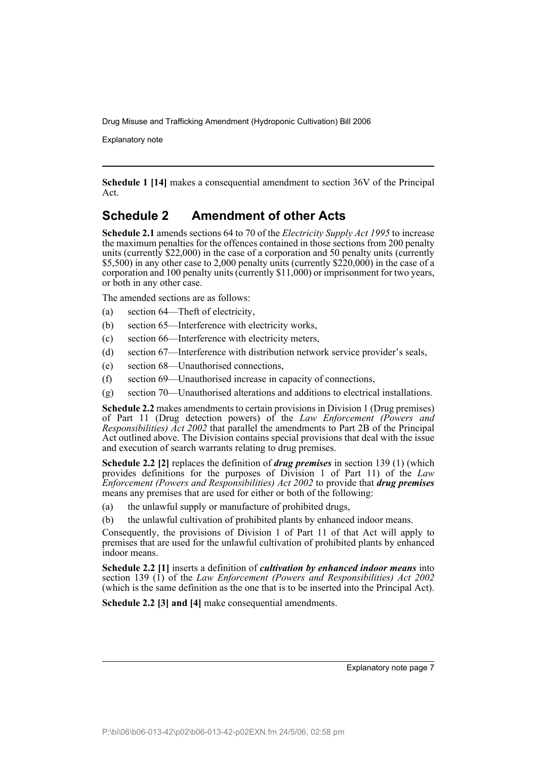**Schedule 1 [14]** makes a consequential amendment to section 36V of the Principal Act.

## Schedule 2 Amendment of other Acts

**Schedule 2.1** amends sections 64 to 70 of the *Electricity Supply Act 1995* to increase the maximum penalties for the offences contained in those sections from 200 penalty units (currently $22,000) in the case of a corporation and 50 penalty units (currently $5,500) in any other case to 2,000 penalty units (currently $220,000) in the case of a corporation and 100 penalty units (currently $11,000) or imprisonment for two years, or both in any other case.

The amended sections are as follows:

(a) section 64—Theft of electricity,

(b) section 65—Interference with electricity works,

(c) section 66—Interference with electricity meters,

(d) section 67—Interference with distribution network service provider's seals,

(e) section 68—Unauthorised connections,

(f) section 69—Unauthorised increase in capacity of connections,

(g) section 70—Unauthorised alterations and additions to electrical installations.

**Schedule 2.2** makes amendments to certain provisions in Division 1 (Drug premises) of Part 11 (Drug detection powers) of the *Law Enforcement (Powers and Responsibilities) Act 2002* that parallel the amendments to Part 2B of the Principal Act outlined above. The Division contains special provisions that deal with the issue and execution of search warrants relating to drug premises.

**Schedule 2.2 [2]** replaces the definition of ***drug premises*** in section 139 (1) (which provides definitions for the purposes of Division 1 of Part 11) of the *Law Enforcement (Powers and Responsibilities) Act 2002* to provide that ***drug premises*** means any premises that are used for either or both of the following:

(a) the unlawful supply or manufacture of prohibited drugs,

(b) the unlawful cultivation of prohibited plants by enhanced indoor means.

Consequently, the provisions of Division 1 of Part 11 of that Act will apply to premises that are used for the unlawful cultivation of prohibited plants by enhanced indoor means.

**Schedule 2.2 [1]** inserts a definition of ***cultivation by enhanced indoor means*** into section 139 (1) of the *Law Enforcement (Powers and Responsibilities) Act 2002* (which is the same definition as the one that is to be inserted into the Principal Act).

**Schedule 2.2 [3] and [4]** make consequential amendments.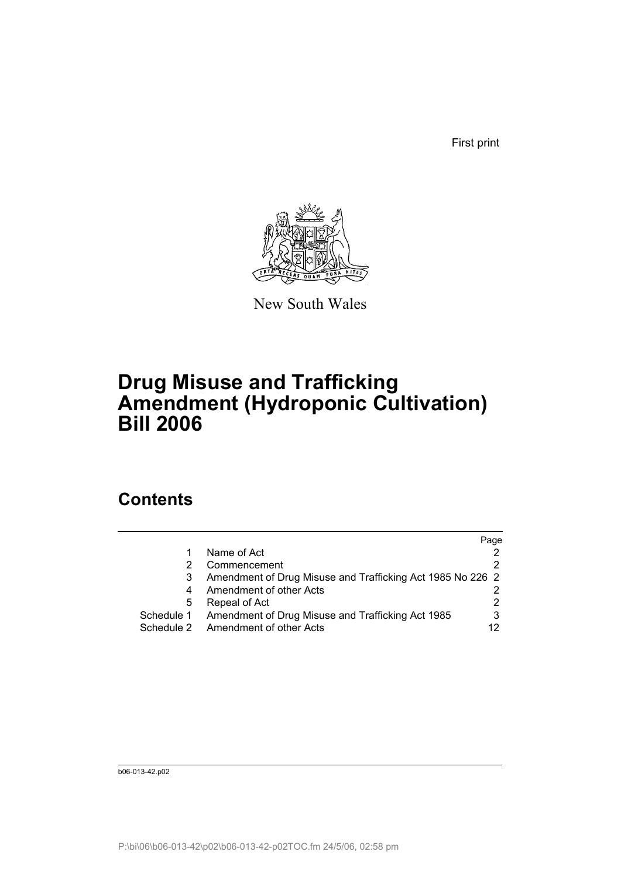First print

New South Wales

# Drug Misuse and Trafficking Amendment (Hydroponic Cultivation) Bill 2006

## Contents

| | | Page |
|---|---|---|
| 1 | Name of Act | 2 |
| 2 | Commencement | 2 |
| 3 | Amendment of Drug Misuse and Trafficking Act 1985 No 226 | 2 |
| 4 | Amendment of other Acts | 2 |
| 5 | Repeal of Act | 2 |
| Schedule 1 | Amendment of Drug Misuse and Trafficking Act 1985 | 3 |
| Schedule 2 | Amendment of other Acts | 12 |

b06-013-42.p02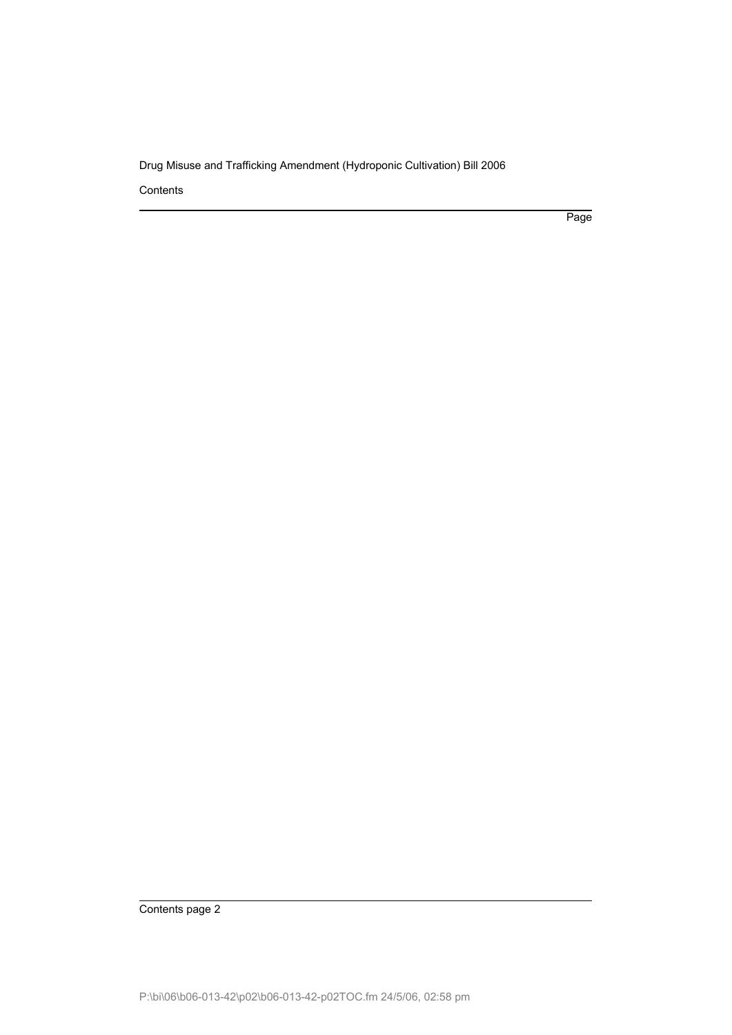Contents

Page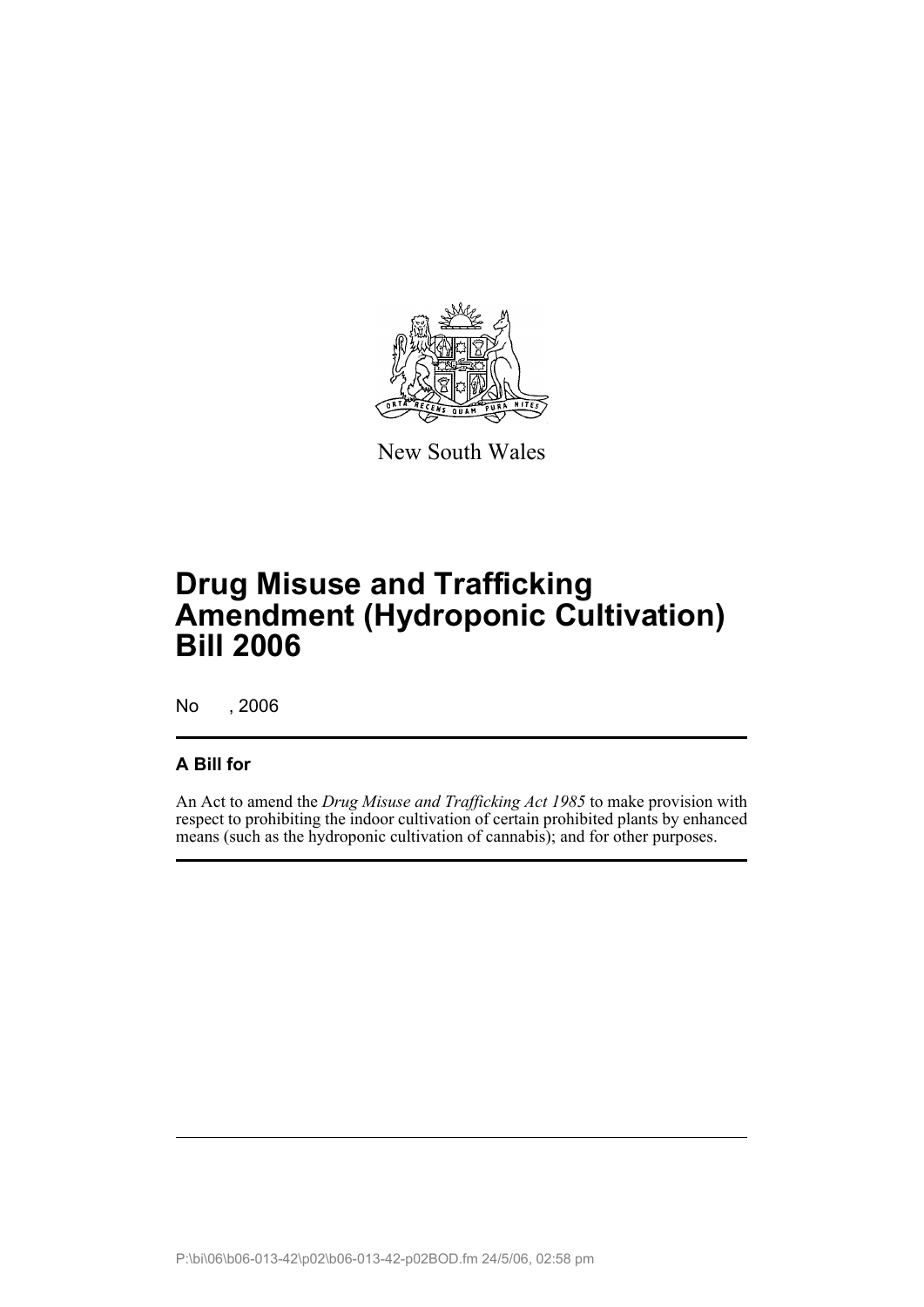New South Wales

# Drug Misuse and Trafficking Amendment (Hydroponic Cultivation) Bill 2006

No , 2006

## A Bill for

An Act to amend the *Drug Misuse and Trafficking Act 1985* to make provision with respect to prohibiting the indoor cultivation of certain prohibited plants by enhanced means (such as the hydroponic cultivation of cannabis); and for other purposes.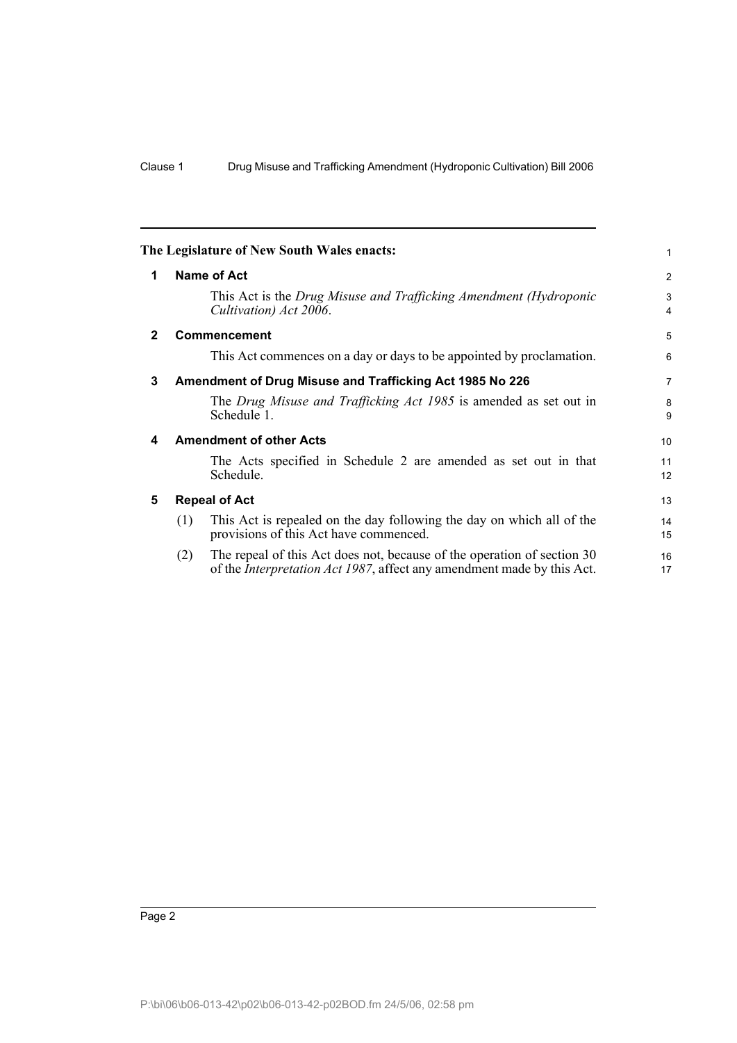**The Legislature of New South Wales enacts:**

## 1 Name of Act

This Act is the *Drug Misuse and Trafficking Amendment (Hydroponic Cultivation) Act 2006*.

## 2 Commencement

This Act commences on a day or days to be appointed by proclamation.

## 3 Amendment of Drug Misuse and Trafficking Act 1985 No 226

The *Drug Misuse and Trafficking Act 1985* is amended as set out in Schedule 1.

## 4 Amendment of other Acts

The Acts specified in Schedule 2 are amended as set out in that Schedule.

## 5 Repeal of Act

(1) This Act is repealed on the day following the day on which all of the provisions of this Act have commenced.

(2) The repeal of this Act does not, because of the operation of section 30 of the *Interpretation Act 1987*, affect any amendment made by this Act.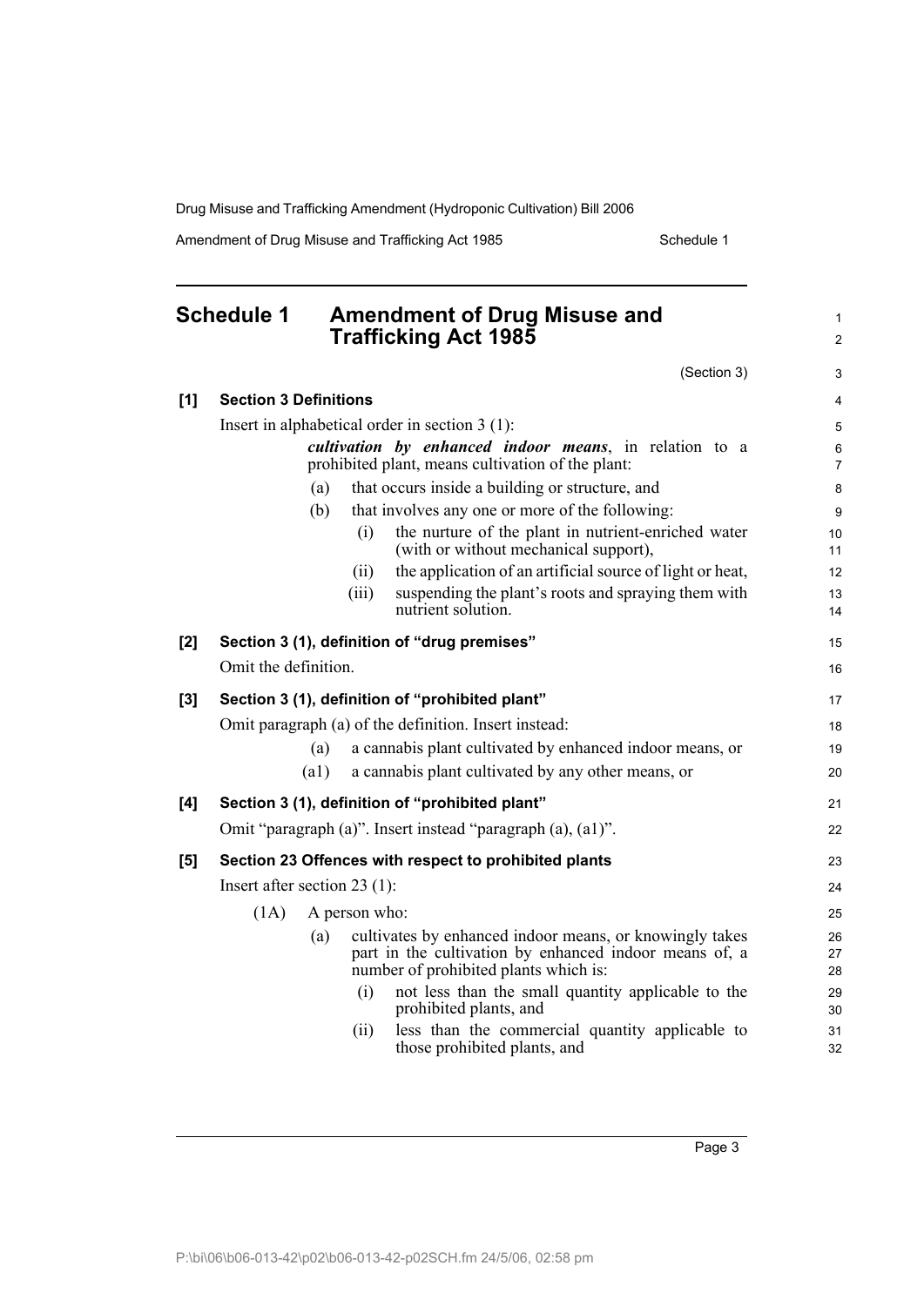# Schedule 1 Amendment of Drug Misuse and Trafficking Act 1985

(Section 3)

**[1] Section 3 Definitions**

Insert in alphabetical order in section 3 (1):

> ***cultivation by enhanced indoor means***, in relation to a prohibited plant, means cultivation of the plant:
>
> (a) that occurs inside a building or structure, and
>
> (b) that involves any one or more of the following:
>
> (i) the nurture of the plant in nutrient-enriched water (with or without mechanical support),
>
> (ii) the application of an artificial source of light or heat,
>
> (iii) suspending the plant's roots and spraying them with nutrient solution.

**[2] Section 3 (1), definition of "drug premises"**

Omit the definition.

**[3] Section 3 (1), definition of "prohibited plant"**

Omit paragraph (a) of the definition. Insert instead:

> (a) a cannabis plant cultivated by enhanced indoor means, or
>
> (a1) a cannabis plant cultivated by any other means, or

**[4] Section 3 (1), definition of "prohibited plant"**

Omit "paragraph (a)". Insert instead "paragraph (a), (a1)".

**[5] Section 23 Offences with respect to prohibited plants**

Insert after section 23 (1):

> (1A) A person who:
>
> (a) cultivates by enhanced indoor means, or knowingly takes part in the cultivation by enhanced indoor means of, a number of prohibited plants which is:
>
> (i) not less than the small quantity applicable to the prohibited plants, and
>
> (ii) less than the commercial quantity applicable to those prohibited plants, and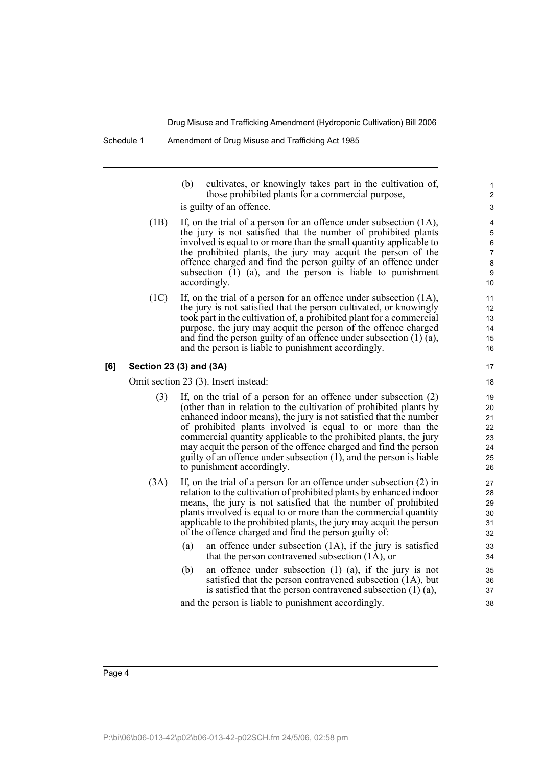(b) cultivates, or knowingly takes part in the cultivation of, those prohibited plants for a commercial purpose,

is guilty of an offence.

(1B) If, on the trial of a person for an offence under subsection (1A), the jury is not satisfied that the number of prohibited plants involved is equal to or more than the small quantity applicable to the prohibited plants, the jury may acquit the person of the offence charged and find the person guilty of an offence under subsection (1) (a), and the person is liable to punishment accordingly.

(1C) If, on the trial of a person for an offence under subsection (1A), the jury is not satisfied that the person cultivated, or knowingly took part in the cultivation of, a prohibited plant for a commercial purpose, the jury may acquit the person of the offence charged and find the person guilty of an offence under subsection (1) (a), and the person is liable to punishment accordingly.

**[6] Section 23 (3) and (3A)**

Omit section 23 (3). Insert instead:

(3) If, on the trial of a person for an offence under subsection (2) (other than in relation to the cultivation of prohibited plants by enhanced indoor means), the jury is not satisfied that the number of prohibited plants involved is equal to or more than the commercial quantity applicable to the prohibited plants, the jury may acquit the person of the offence charged and find the person guilty of an offence under subsection (1), and the person is liable to punishment accordingly.

(3A) If, on the trial of a person for an offence under subsection (2) in relation to the cultivation of prohibited plants by enhanced indoor means, the jury is not satisfied that the number of prohibited plants involved is equal to or more than the commercial quantity applicable to the prohibited plants, the jury may acquit the person of the offence charged and find the person guilty of:

(a) an offence under subsection (1A), if the jury is satisfied that the person contravened subsection (1A), or

(b) an offence under subsection (1) (a), if the jury is not satisfied that the person contravened subsection (1A), but is satisfied that the person contravened subsection (1) (a),

and the person is liable to punishment accordingly.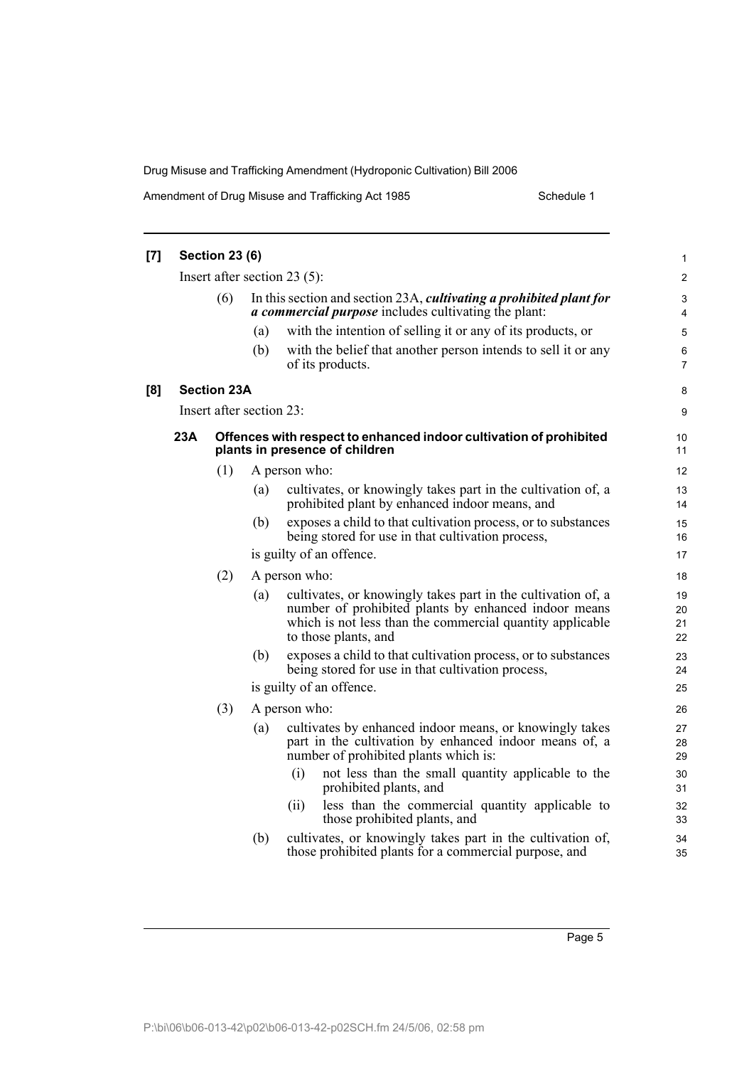**[7] Section 23 (6)**

Insert after section 23 (5):

(6) In this section and section 23A, ***cultivating a prohibited plant for a commercial purpose*** includes cultivating the plant:

(a) with the intention of selling it or any of its products, or

(b) with the belief that another person intends to sell it or any of its products.

**[8] Section 23A**

Insert after section 23:

### 23A Offences with respect to enhanced indoor cultivation of prohibited plants in presence of children

(1) A person who:

(a) cultivates, or knowingly takes part in the cultivation of, a prohibited plant by enhanced indoor means, and

(b) exposes a child to that cultivation process, or to substances being stored for use in that cultivation process,

is guilty of an offence.

(2) A person who:

(a) cultivates, or knowingly takes part in the cultivation of, a number of prohibited plants by enhanced indoor means which is not less than the commercial quantity applicable to those plants, and

(b) exposes a child to that cultivation process, or to substances being stored for use in that cultivation process,

is guilty of an offence.

(3) A person who:

(a) cultivates by enhanced indoor means, or knowingly takes part in the cultivation by enhanced indoor means of, a number of prohibited plants which is:

(i) not less than the small quantity applicable to the prohibited plants, and

(ii) less than the commercial quantity applicable to those prohibited plants, and

(b) cultivates, or knowingly takes part in the cultivation of, those prohibited plants for a commercial purpose, and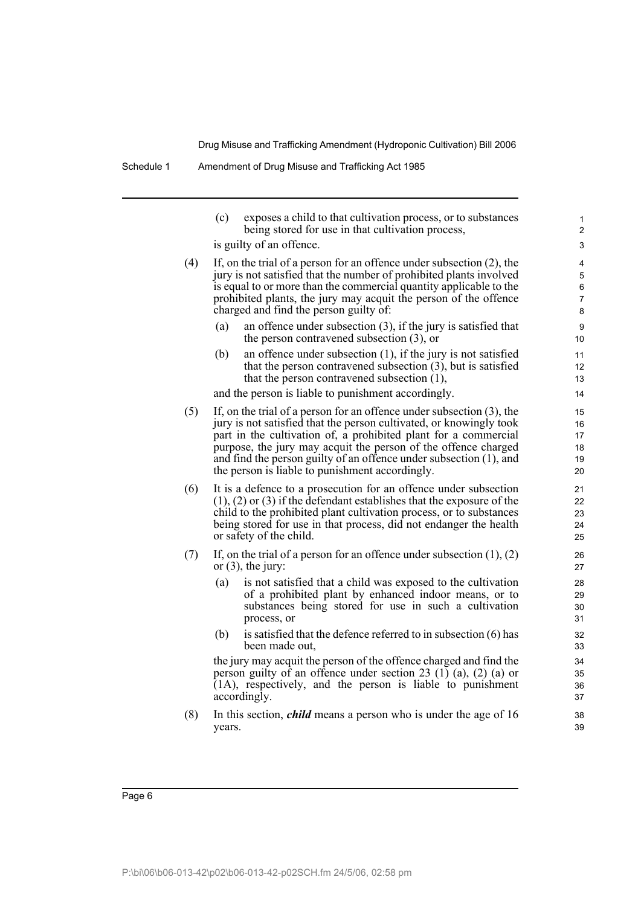(c) exposes a child to that cultivation process, or to substances being stored for use in that cultivation process,

is guilty of an offence.

(4) If, on the trial of a person for an offence under subsection (2), the jury is not satisfied that the number of prohibited plants involved is equal to or more than the commercial quantity applicable to the prohibited plants, the jury may acquit the person of the offence charged and find the person guilty of:

(a) an offence under subsection (3), if the jury is satisfied that the person contravened subsection (3), or

(b) an offence under subsection (1), if the jury is not satisfied that the person contravened subsection (3), but is satisfied that the person contravened subsection (1),

and the person is liable to punishment accordingly.

(5) If, on the trial of a person for an offence under subsection (3), the jury is not satisfied that the person cultivated, or knowingly took part in the cultivation of, a prohibited plant for a commercial purpose, the jury may acquit the person of the offence charged and find the person guilty of an offence under subsection (1), and the person is liable to punishment accordingly.

(6) It is a defence to a prosecution for an offence under subsection (1), (2) or (3) if the defendant establishes that the exposure of the child to the prohibited plant cultivation process, or to substances being stored for use in that process, did not endanger the health or safety of the child.

(7) If, on the trial of a person for an offence under subsection (1), (2) or (3), the jury:

(a) is not satisfied that a child was exposed to the cultivation of a prohibited plant by enhanced indoor means, or to substances being stored for use in such a cultivation process, or

(b) is satisfied that the defence referred to in subsection (6) has been made out,

the jury may acquit the person of the offence charged and find the person guilty of an offence under section 23 (1) (a), (2) (a) or (1A), respectively, and the person is liable to punishment accordingly.

(8) In this section, ***child*** means a person who is under the age of 16 years.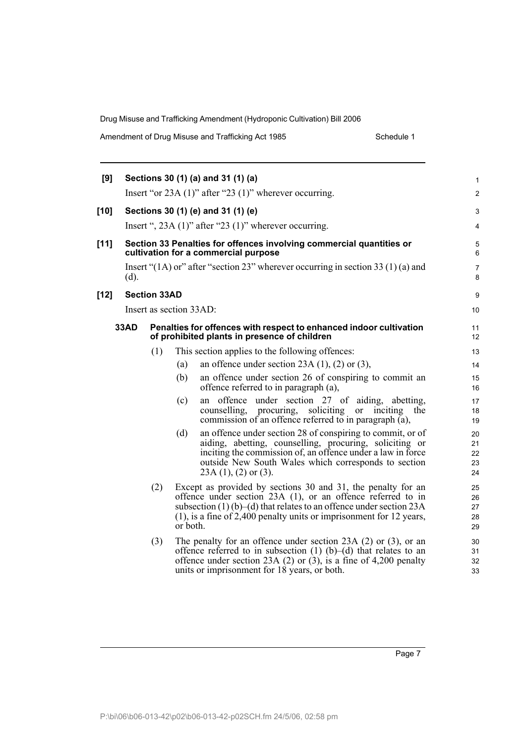**[9] Sections 30 (1) (a) and 31 (1) (a)**

Insert "or 23A (1)" after "23 (1)" wherever occurring.

**[10] Sections 30 (1) (e) and 31 (1) (e)**

Insert ", 23A (1)" after "23 (1)" wherever occurring.

**[11] Section 33 Penalties for offences involving commercial quantities or cultivation for a commercial purpose**

Insert "(1A) or" after "section 23" wherever occurring in section 33 (1) (a) and (d).

**[12] Section 33AD**

Insert as section 33AD:

**33AD Penalties for offences with respect to enhanced indoor cultivation of prohibited plants in presence of children**

(1) This section applies to the following offences:

(a) an offence under section 23A (1), (2) or (3),

(b) an offence under section 26 of conspiring to commit an offence referred to in paragraph (a),

(c) an offence under section 27 of aiding, abetting, counselling, procuring, soliciting or inciting the commission of an offence referred to in paragraph (a),

(d) an offence under section 28 of conspiring to commit, or of aiding, abetting, counselling, procuring, soliciting or inciting the commission of, an offence under a law in force outside New South Wales which corresponds to section 23A (1), (2) or (3).

(2) Except as provided by sections 30 and 31, the penalty for an offence under section 23A (1), or an offence referred to in subsection (1) (b)–(d) that relates to an offence under section 23A (1), is a fine of 2,400 penalty units or imprisonment for 12 years, or both.

(3) The penalty for an offence under section 23A (2) or (3), or an offence referred to in subsection (1) (b)–(d) that relates to an offence under section 23A (2) or (3), is a fine of 4,200 penalty units or imprisonment for 18 years, or both.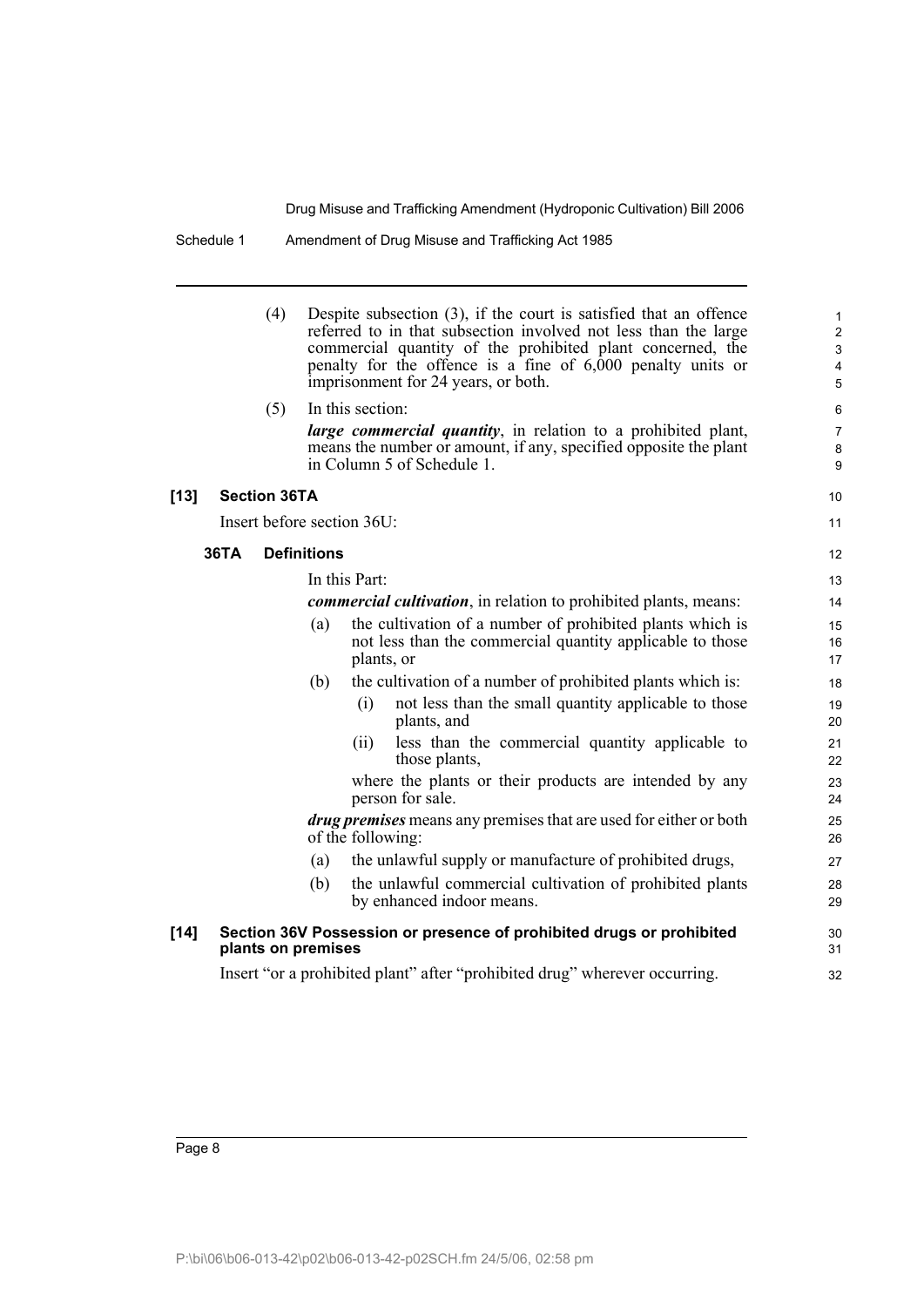(4) Despite subsection (3), if the court is satisfied that an offence referred to in that subsection involved not less than the large commercial quantity of the prohibited plant concerned, the penalty for the offence is a fine of 6,000 penalty units or imprisonment for 24 years, or both.

(5) In this section:

***large commercial quantity***, in relation to a prohibited plant, means the number or amount, if any, specified opposite the plant in Column 5 of Schedule 1.

### [13] Section 36TA

Insert before section 36U:

#### 36TA Definitions

In this Part:

***commercial cultivation***, in relation to prohibited plants, means:

(a) the cultivation of a number of prohibited plants which is not less than the commercial quantity applicable to those plants, or

(b) the cultivation of a number of prohibited plants which is:

(i) not less than the small quantity applicable to those plants, and

(ii) less than the commercial quantity applicable to those plants,

where the plants or their products are intended by any person for sale.

***drug premises*** means any premises that are used for either or both of the following:

(a) the unlawful supply or manufacture of prohibited drugs,

(b) the unlawful commercial cultivation of prohibited plants by enhanced indoor means.

### [14] Section 36V Possession or presence of prohibited drugs or prohibited plants on premises

Insert "or a prohibited plant" after "prohibited drug" wherever occurring.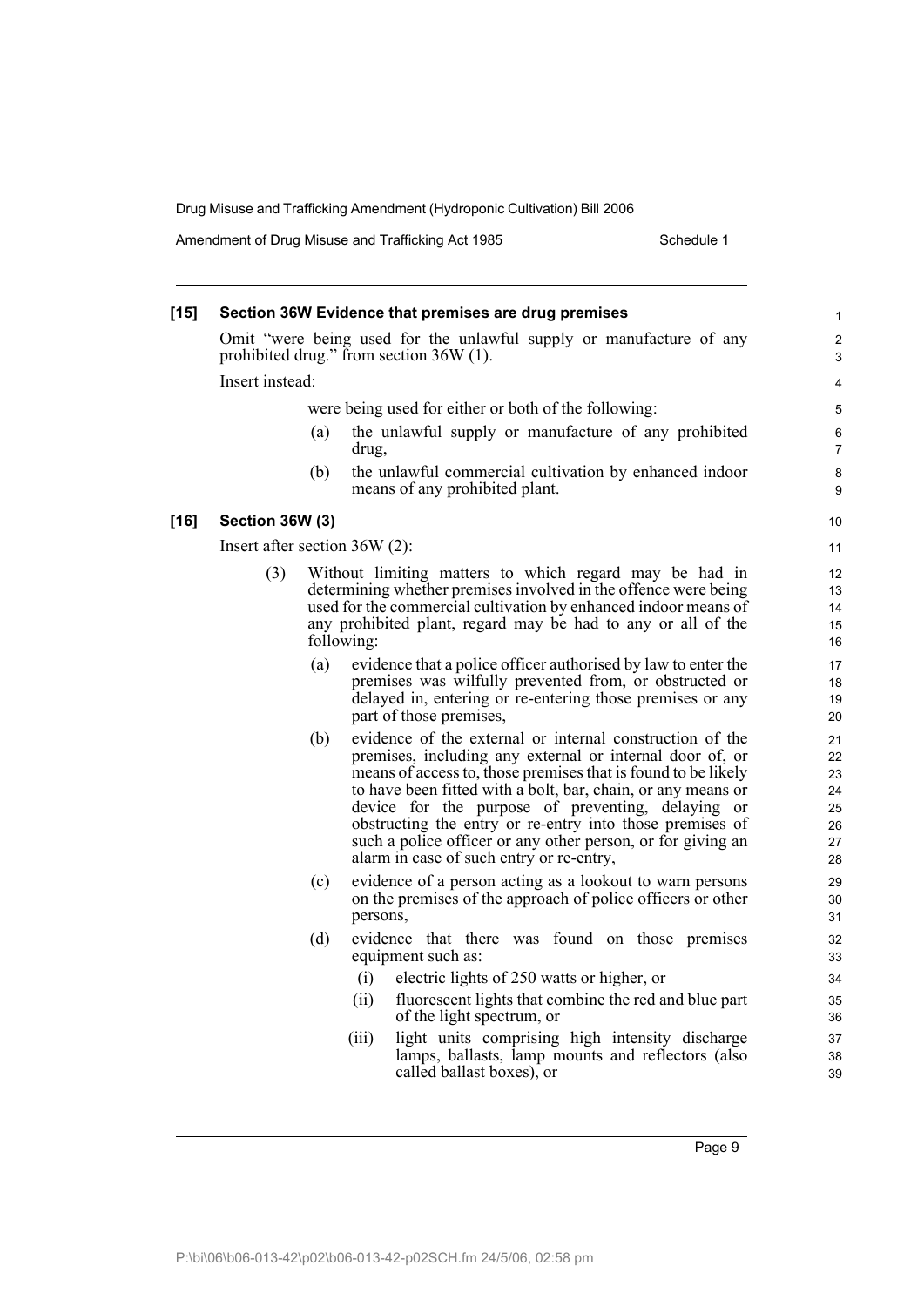**[15] Section 36W Evidence that premises are drug premises**

Omit "were being used for the unlawful supply or manufacture of any prohibited drug." from section 36W (1).

Insert instead:

were being used for either or both of the following:

- (a) the unlawful supply or manufacture of any prohibited drug,
- (b) the unlawful commercial cultivation by enhanced indoor means of any prohibited plant.

**[16] Section 36W (3)**

Insert after section 36W (2):

(3) Without limiting matters to which regard may be had in determining whether premises involved in the offence were being used for the commercial cultivation by enhanced indoor means of any prohibited plant, regard may be had to any or all of the following:

- (a) evidence that a police officer authorised by law to enter the premises was wilfully prevented from, or obstructed or delayed in, entering or re-entering those premises or any part of those premises,
- (b) evidence of the external or internal construction of the premises, including any external or internal door of, or means of access to, those premises that is found to be likely to have been fitted with a bolt, bar, chain, or any means or device for the purpose of preventing, delaying or obstructing the entry or re-entry into those premises of such a police officer or any other person, or for giving an alarm in case of such entry or re-entry,
- (c) evidence of a person acting as a lookout to warn persons on the premises of the approach of police officers or other persons,
- (d) evidence that there was found on those premises equipment such as:
  - (i) electric lights of 250 watts or higher, or
  - (ii) fluorescent lights that combine the red and blue part of the light spectrum, or
  - (iii) light units comprising high intensity discharge lamps, ballasts, lamp mounts and reflectors (also called ballast boxes), or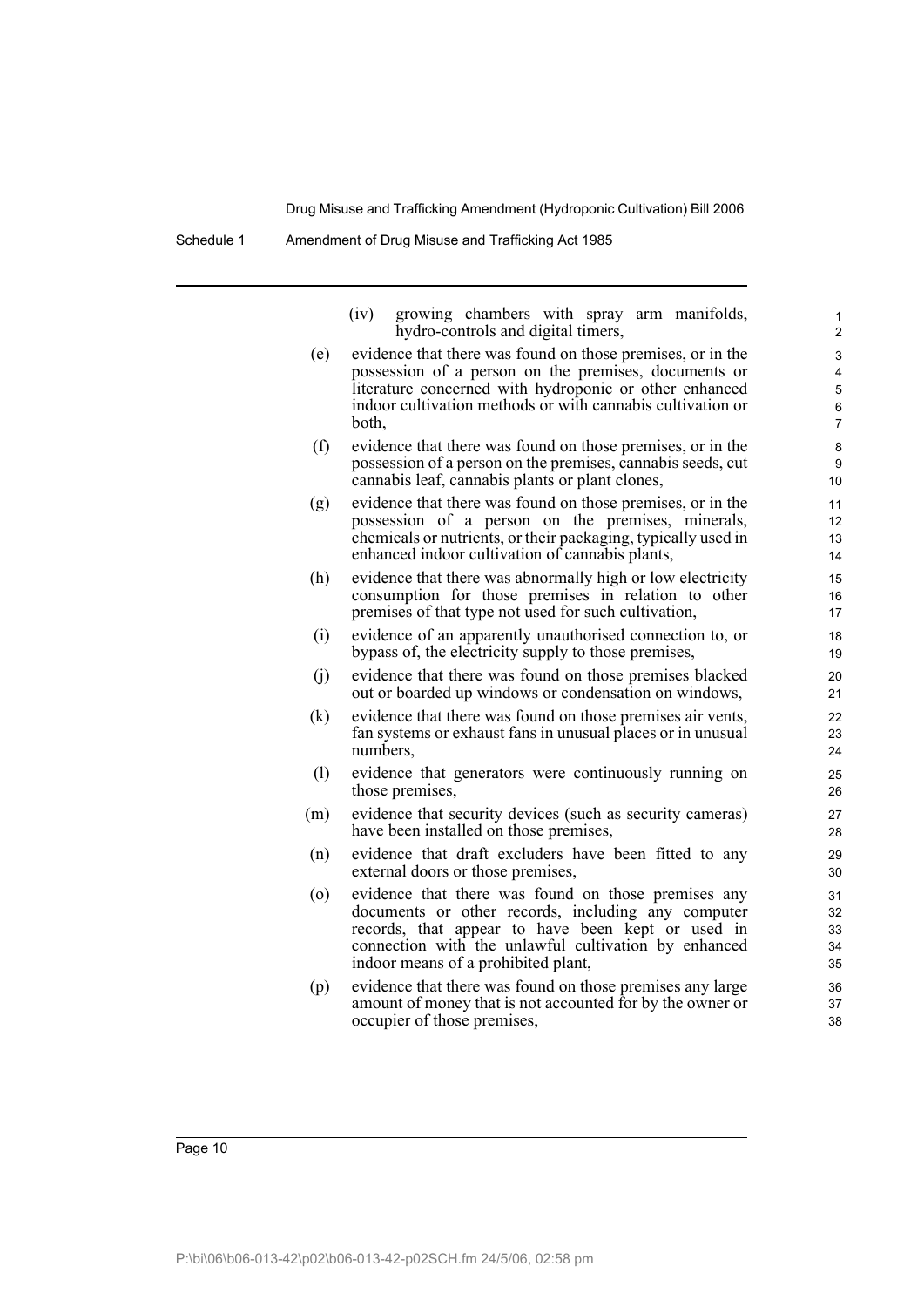(iv) growing chambers with spray arm manifolds, hydro-controls and digital timers,

(e) evidence that there was found on those premises, or in the possession of a person on the premises, documents or literature concerned with hydroponic or other enhanced indoor cultivation methods or with cannabis cultivation or both,

(f) evidence that there was found on those premises, or in the possession of a person on the premises, cannabis seeds, cut cannabis leaf, cannabis plants or plant clones,

(g) evidence that there was found on those premises, or in the possession of a person on the premises, minerals, chemicals or nutrients, or their packaging, typically used in enhanced indoor cultivation of cannabis plants,

(h) evidence that there was abnormally high or low electricity consumption for those premises in relation to other premises of that type not used for such cultivation,

(i) evidence of an apparently unauthorised connection to, or bypass of, the electricity supply to those premises,

(j) evidence that there was found on those premises blacked out or boarded up windows or condensation on windows,

(k) evidence that there was found on those premises air vents, fan systems or exhaust fans in unusual places or in unusual numbers,

(l) evidence that generators were continuously running on those premises,

(m) evidence that security devices (such as security cameras) have been installed on those premises,

(n) evidence that draft excluders have been fitted to any external doors or those premises,

(o) evidence that there was found on those premises any documents or other records, including any computer records, that appear to have been kept or used in connection with the unlawful cultivation by enhanced indoor means of a prohibited plant,

(p) evidence that there was found on those premises any large amount of money that is not accounted for by the owner or occupier of those premises,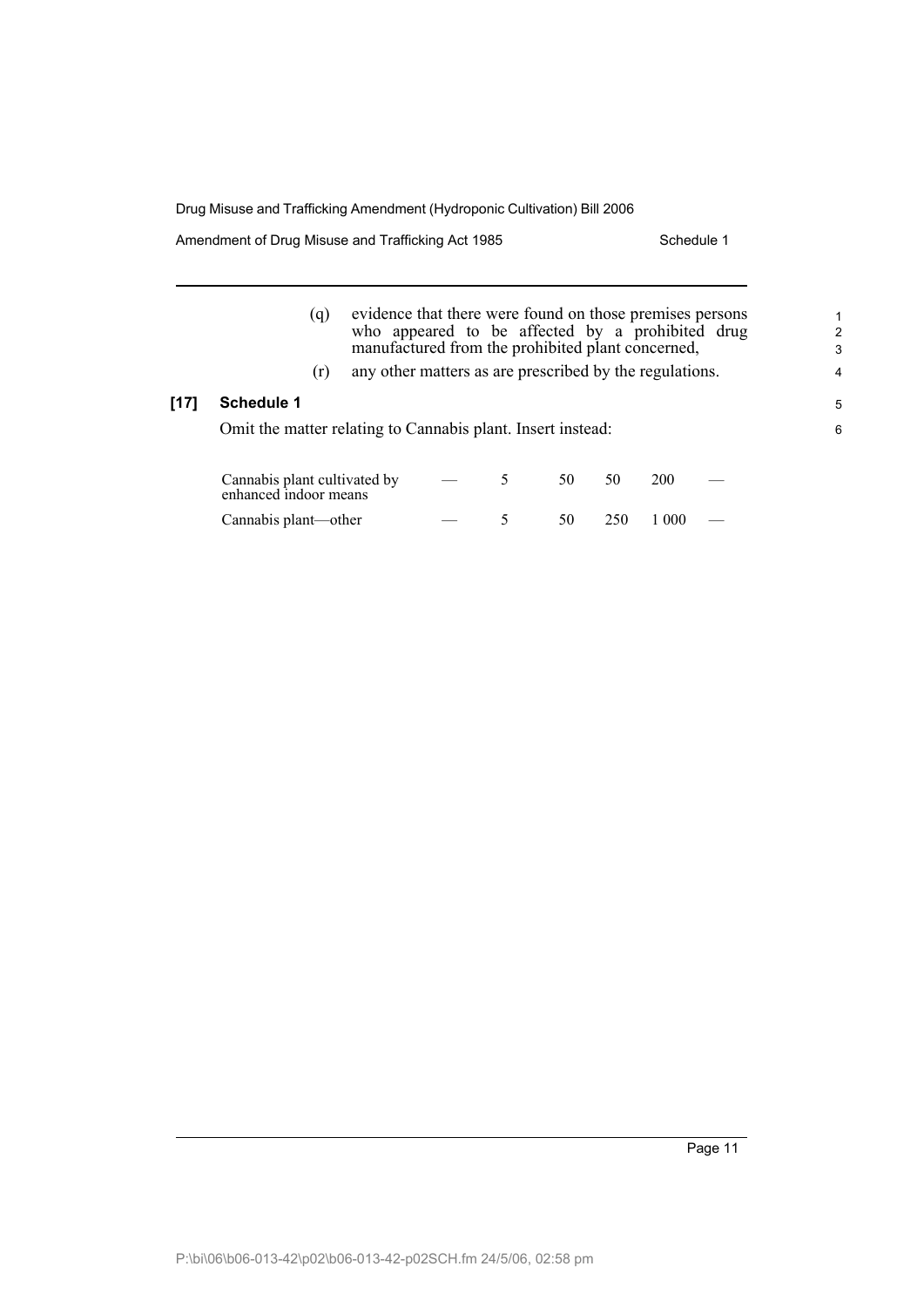(q) evidence that there were found on those premises persons who appeared to be affected by a prohibited drug manufactured from the prohibited plant concerned,

(r) any other matters as are prescribed by the regulations.

**[17] Schedule 1**

Omit the matter relating to Cannabis plant. Insert instead:

| | | | | | | |
|---|---|---|---|---|---|---|
| Cannabis plant cultivated by enhanced indoor means | — | 5 | 50 | 50 | 200 | — |
| Cannabis plant—other | — | 5 | 50 | 250 | 1 000 | — |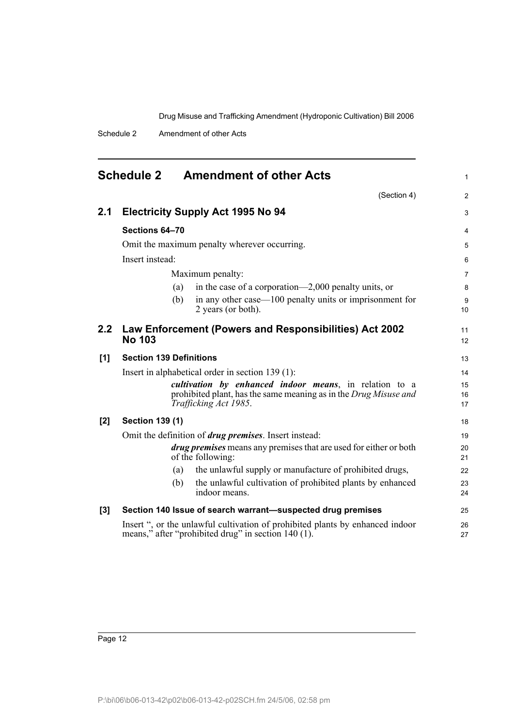# Schedule 2 Amendment of other Acts

(Section 4)

## 2.1 Electricity Supply Act 1995 No 94

### Sections 64–70

Omit the maximum penalty wherever occurring.

Insert instead:

Maximum penalty:

(a) in the case of a corporation—2,000 penalty units, or

(b) in any other case—100 penalty units or imprisonment for 2 years (or both).

## 2.2 Law Enforcement (Powers and Responsibilities) Act 2002 No 103

### [1] Section 139 Definitions

Insert in alphabetical order in section 139 (1):

***cultivation by enhanced indoor means***, in relation to a prohibited plant, has the same meaning as in the *Drug Misuse and Trafficking Act 1985*.

### [2] Section 139 (1)

Omit the definition of ***drug premises***. Insert instead:

***drug premises*** means any premises that are used for either or both of the following:

(a) the unlawful supply or manufacture of prohibited drugs,

(b) the unlawful cultivation of prohibited plants by enhanced indoor means.

### [3] Section 140 Issue of search warrant—suspected drug premises

Insert ", or the unlawful cultivation of prohibited plants by enhanced indoor means," after "prohibited drug" in section 140 (1).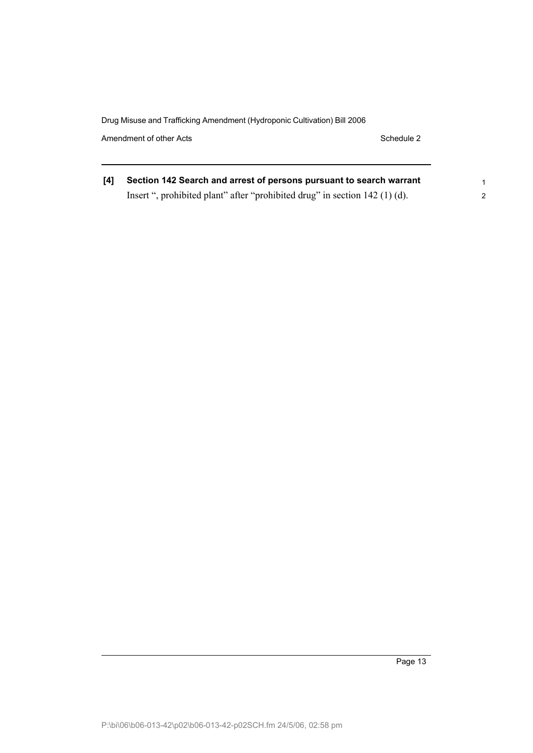**[4] Section 142 Search and arrest of persons pursuant to search warrant**

Insert ", prohibited plant" after "prohibited drug" in section 142 (1) (d).